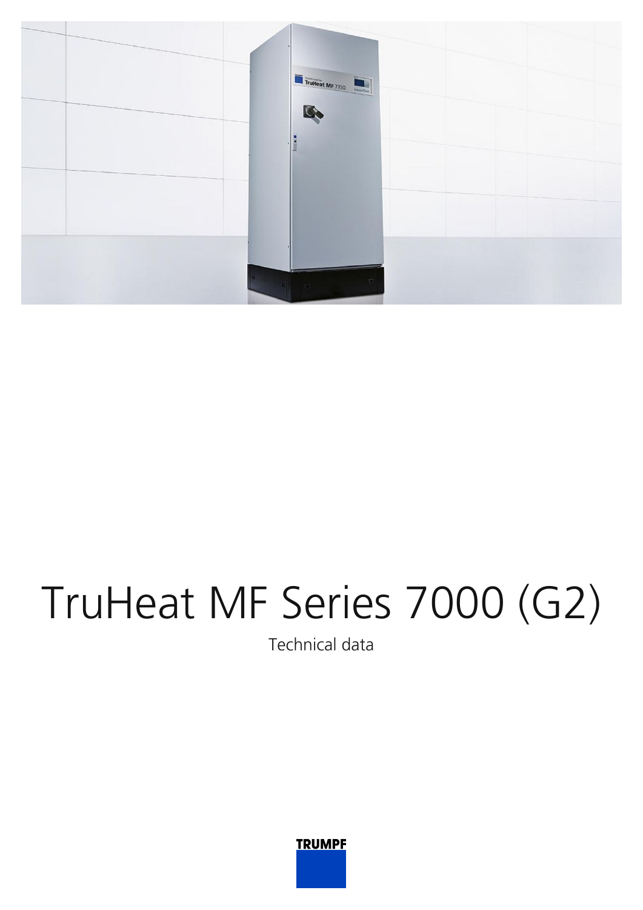# TruHeat MF Series 7000 (G2)

Technical data

TRUMPF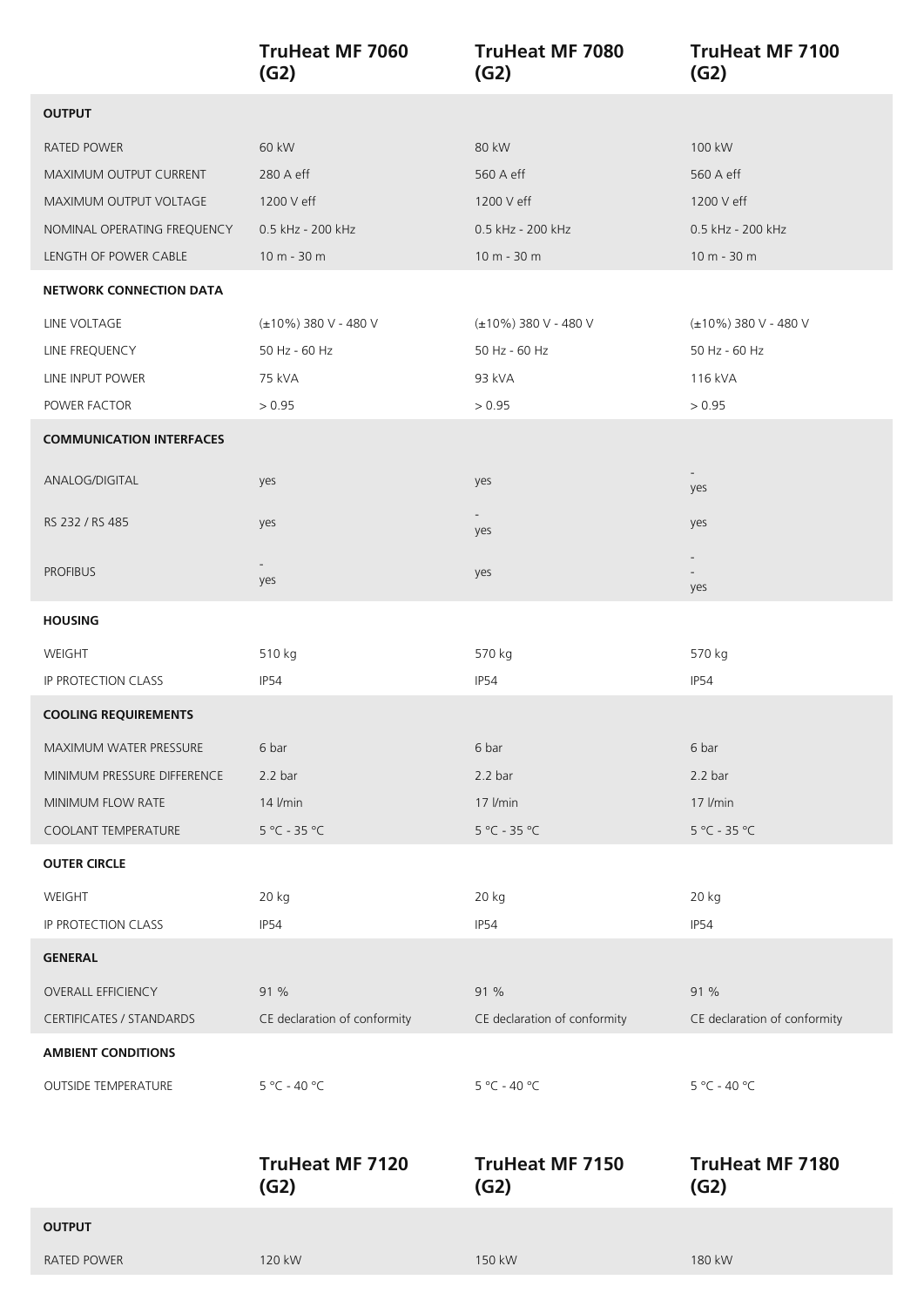| | TruHeat MF 7060 (G2) | TruHeat MF 7080 (G2) | TruHeat MF 7100 (G2) |
|---|---|---|---|
| **OUTPUT** | | | |
| RATED POWER | 60 kW | 80 kW | 100 kW |
| MAXIMUM OUTPUT CURRENT | 280 A eff | 560 A eff | 560 A eff |
| MAXIMUM OUTPUT VOLTAGE | 1200 V eff | 1200 V eff | 1200 V eff |
| NOMINAL OPERATING FREQUENCY | 0.5 kHz - 200 kHz | 0.5 kHz - 200 kHz | 0.5 kHz - 200 kHz |
| LENGTH OF POWER CABLE | 10 m - 30 m | 10 m - 30 m | 10 m - 30 m |
| **NETWORK CONNECTION DATA** | | | |
| LINE VOLTAGE | (±10%) 380 V - 480 V | (±10%) 380 V - 480 V | (±10%) 380 V - 480 V |
| LINE FREQUENCY | 50 Hz - 60 Hz | 50 Hz - 60 Hz | 50 Hz - 60 Hz |
| LINE INPUT POWER | 75 kVA | 93 kVA | 116 kVA |
| POWER FACTOR | > 0.95 | > 0.95 | > 0.95 |
| **COMMUNICATION INTERFACES** | | | |
| ANALOG/DIGITAL | yes | yes | - yes |
| RS 232 / RS 485 | yes | - yes | yes |
| PROFIBUS | - yes | yes | - - yes |
| **HOUSING** | | | |
| WEIGHT | 510 kg | 570 kg | 570 kg |
| IP PROTECTION CLASS | IP54 | IP54 | IP54 |
| **COOLING REQUIREMENTS** | | | |
| MAXIMUM WATER PRESSURE | 6 bar | 6 bar | 6 bar |
| MINIMUM PRESSURE DIFFERENCE | 2.2 bar | 2.2 bar | 2.2 bar |
| MINIMUM FLOW RATE | 14 l/min | 17 l/min | 17 l/min |
| COOLANT TEMPERATURE | 5 °C - 35 °C | 5 °C - 35 °C | 5 °C - 35 °C |
| **OUTER CIRCLE** | | | |
| WEIGHT | 20 kg | 20 kg | 20 kg |
| IP PROTECTION CLASS | IP54 | IP54 | IP54 |
| **GENERAL** | | | |
| OVERALL EFFICIENCY | 91 % | 91 % | 91 % |
| CERTIFICATES / STANDARDS | CE declaration of conformity | CE declaration of conformity | CE declaration of conformity |
| **AMBIENT CONDITIONS** | | | |
| OUTSIDE TEMPERATURE | 5 °C - 40 °C | 5 °C - 40 °C | 5 °C - 40 °C |

| | TruHeat MF 7120 (G2) | TruHeat MF 7150 (G2) | TruHeat MF 7180 (G2) |
|---|---|---|---|
| **OUTPUT** | | | |
| RATED POWER | 120 kW | 150 kW | 180 kW |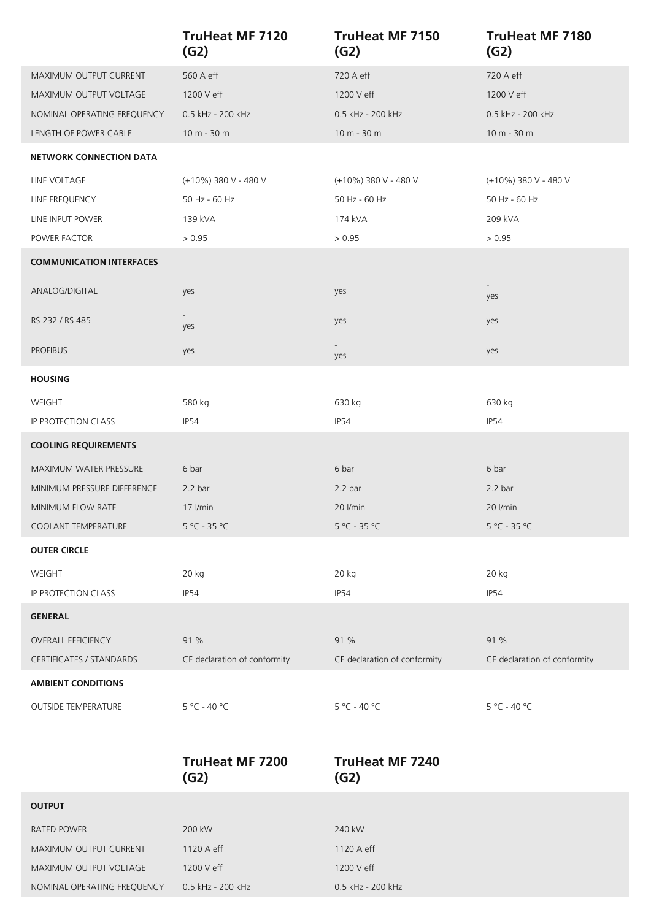| | TruHeat MF 7120 (G2) | TruHeat MF 7150 (G2) | TruHeat MF 7180 (G2) |
|---|---|---|---|
| MAXIMUM OUTPUT CURRENT | 560 A eff | 720 A eff | 720 A eff |
| MAXIMUM OUTPUT VOLTAGE | 1200 V eff | 1200 V eff | 1200 V eff |
| NOMINAL OPERATING FREQUENCY | 0.5 kHz - 200 kHz | 0.5 kHz - 200 kHz | 0.5 kHz - 200 kHz |
| LENGTH OF POWER CABLE | 10 m - 30 m | 10 m - 30 m | 10 m - 30 m |
| **NETWORK CONNECTION DATA** | | | |
| LINE VOLTAGE | (±10%) 380 V - 480 V | (±10%) 380 V - 480 V | (±10%) 380 V - 480 V |
| LINE FREQUENCY | 50 Hz - 60 Hz | 50 Hz - 60 Hz | 50 Hz - 60 Hz |
| LINE INPUT POWER | 139 kVA | 174 kVA | 209 kVA |
| POWER FACTOR | > 0.95 | > 0.95 | > 0.95 |
| **COMMUNICATION INTERFACES** | | | |
| ANALOG/DIGITAL | yes | yes | - yes |
| RS 232 / RS 485 | - yes | yes | yes |
| PROFIBUS | yes | - yes | yes |
| **HOUSING** | | | |
| WEIGHT | 580 kg | 630 kg | 630 kg |
| IP PROTECTION CLASS | IP54 | IP54 | IP54 |
| **COOLING REQUIREMENTS** | | | |
| MAXIMUM WATER PRESSURE | 6 bar | 6 bar | 6 bar |
| MINIMUM PRESSURE DIFFERENCE | 2.2 bar | 2.2 bar | 2.2 bar |
| MINIMUM FLOW RATE | 17 l/min | 20 l/min | 20 l/min |
| COOLANT TEMPERATURE | 5 °C - 35 °C | 5 °C - 35 °C | 5 °C - 35 °C |
| **OUTER CIRCLE** | | | |
| WEIGHT | 20 kg | 20 kg | 20 kg |
| IP PROTECTION CLASS | IP54 | IP54 | IP54 |
| **GENERAL** | | | |
| OVERALL EFFICIENCY | 91 % | 91 % | 91 % |
| CERTIFICATES / STANDARDS | CE declaration of conformity | CE declaration of conformity | CE declaration of conformity |
| **AMBIENT CONDITIONS** | | | |
| OUTSIDE TEMPERATURE | 5 °C - 40 °C | 5 °C - 40 °C | 5 °C - 40 °C |

| | TruHeat MF 7200 (G2) | TruHeat MF 7240 (G2) |
|---|---|---|
| **OUTPUT** | | |
| RATED POWER | 200 kW | 240 kW |
| MAXIMUM OUTPUT CURRENT | 1120 A eff | 1120 A eff |
| MAXIMUM OUTPUT VOLTAGE | 1200 V eff | 1200 V eff |
| NOMINAL OPERATING FREQUENCY | 0.5 kHz - 200 kHz | 0.5 kHz - 200 kHz |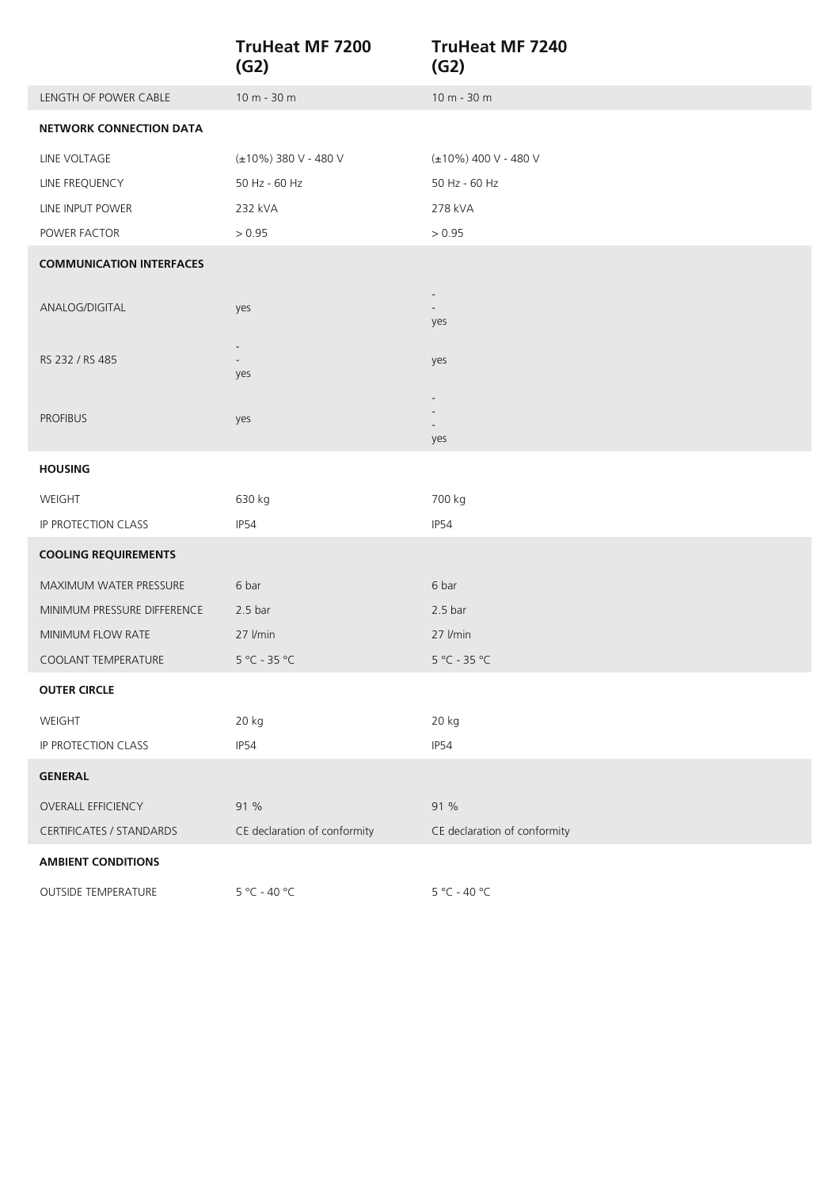| | TruHeat MF 7200 (G2) | TruHeat MF 7240 (G2) |
|---|---|---|
| LENGTH OF POWER CABLE | 10 m - 30 m | 10 m - 30 m |
| **NETWORK CONNECTION DATA** | | |
| LINE VOLTAGE | (±10%) 380 V - 480 V | (±10%) 400 V - 480 V |
| LINE FREQUENCY | 50 Hz - 60 Hz | 50 Hz - 60 Hz |
| LINE INPUT POWER | 232 kVA | 278 kVA |
| POWER FACTOR | > 0.95 | > 0.95 |
| **COMMUNICATION INTERFACES** | | |
| ANALOG/DIGITAL | yes | - - yes |
| RS 232 / RS 485 | - - yes | yes |
| PROFIBUS | yes | - - - yes |
| **HOUSING** | | |
| WEIGHT | 630 kg | 700 kg |
| IP PROTECTION CLASS | IP54 | IP54 |
| **COOLING REQUIREMENTS** | | |
| MAXIMUM WATER PRESSURE | 6 bar | 6 bar |
| MINIMUM PRESSURE DIFFERENCE | 2.5 bar | 2.5 bar |
| MINIMUM FLOW RATE | 27 l/min | 27 l/min |
| COOLANT TEMPERATURE | 5 °C - 35 °C | 5 °C - 35 °C |
| **OUTER CIRCLE** | | |
| WEIGHT | 20 kg | 20 kg |
| IP PROTECTION CLASS | IP54 | IP54 |
| **GENERAL** | | |
| OVERALL EFFICIENCY | 91 % | 91 % |
| CERTIFICATES / STANDARDS | CE declaration of conformity | CE declaration of conformity |
| **AMBIENT CONDITIONS** | | |
| OUTSIDE TEMPERATURE | 5 °C - 40 °C | 5 °C - 40 °C |